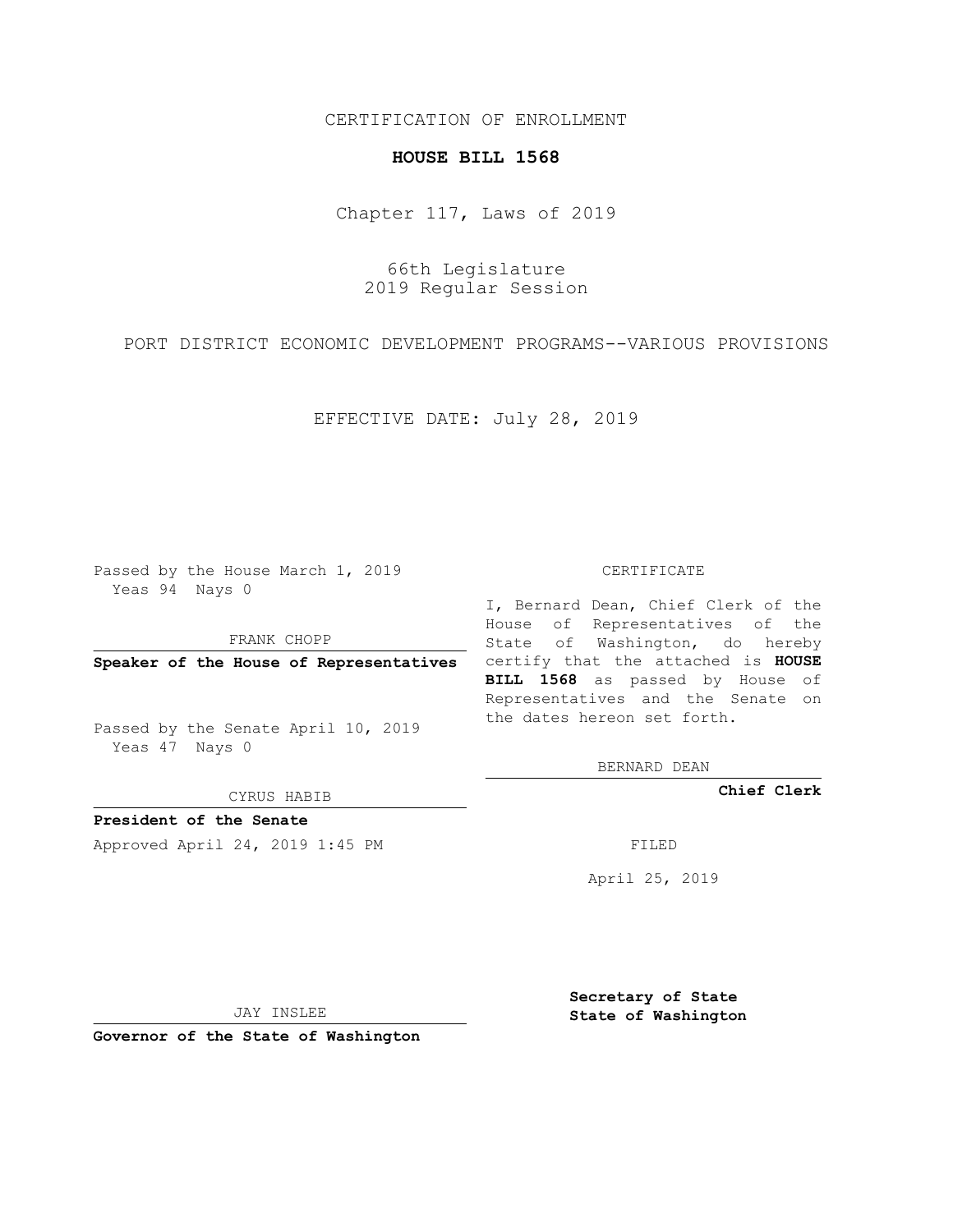CERTIFICATION OF ENROLLMENT

**HOUSE BILL 1568**

Chapter 117, Laws of 2019

66th Legislature
2019 Regular Session

PORT DISTRICT ECONOMIC DEVELOPMENT PROGRAMS--VARIOUS PROVISIONS

EFFECTIVE DATE: July 28, 2019

Passed by the House March 1, 2019
Yeas 94 Nays 0

FRANK CHOPP

**Speaker of the House of Representatives**

Passed by the Senate April 10, 2019
Yeas 47 Nays 0

CYRUS HABIB

**President of the Senate**

Approved April 24, 2019 1:45 PM

JAY INSLEE

**Governor of the State of Washington**

CERTIFICATE

I, Bernard Dean, Chief Clerk of the House of Representatives of the State of Washington, do hereby certify that the attached is **HOUSE BILL 1568** as passed by House of Representatives and the Senate on the dates hereon set forth.

BERNARD DEAN

**Chief Clerk**

FILED

April 25, 2019

**Secretary of State**
**State of Washington**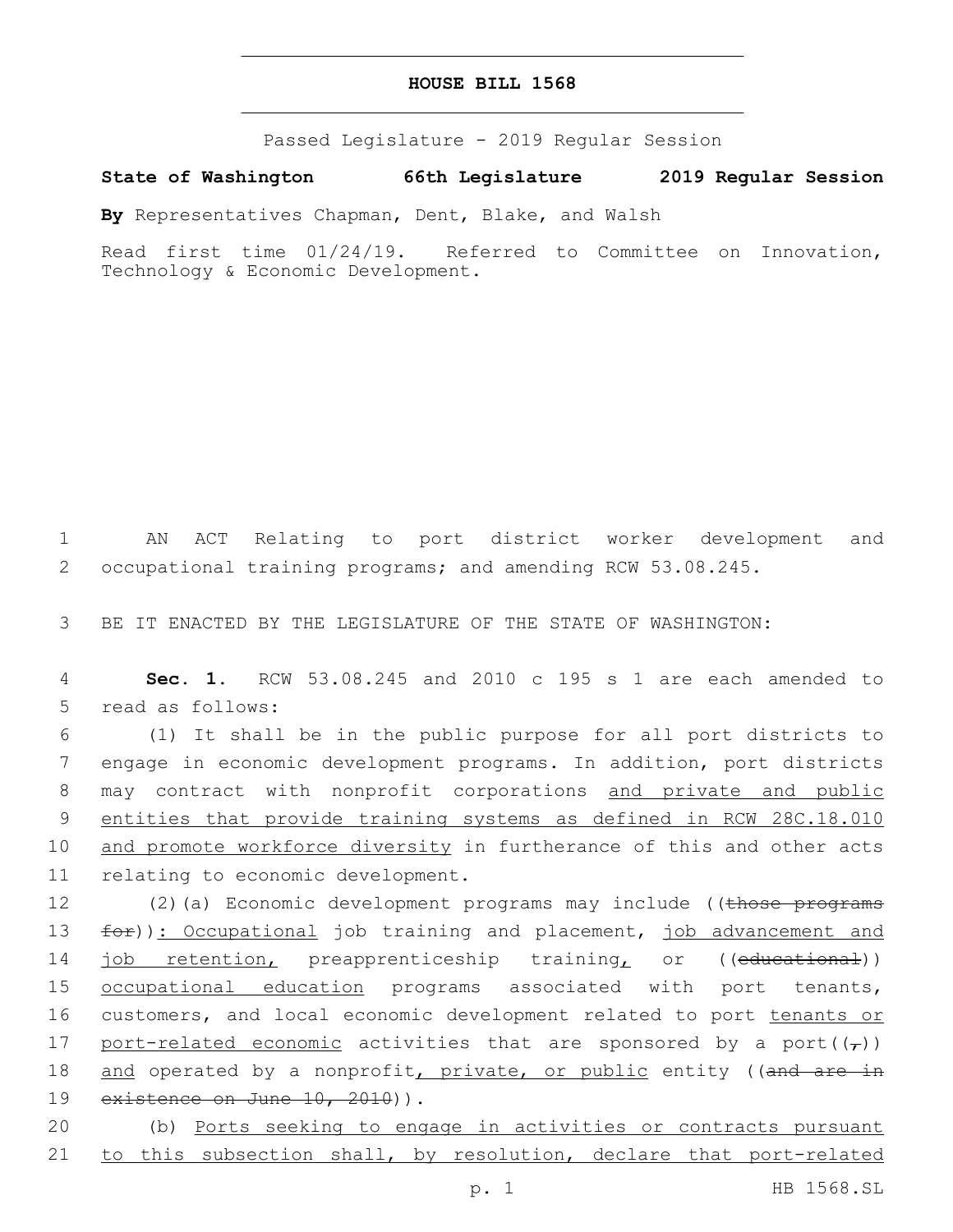# HOUSE BILL 1568

Passed Legislature - 2019 Regular Session

**State of Washington 66th Legislature 2019 Regular Session**

**By** Representatives Chapman, Dent, Blake, and Walsh

Read first time 01/24/19. Referred to Committee on Innovation, Technology & Economic Development.

AN ACT Relating to port district worker development and occupational training programs; and amending RCW 53.08.245.

BE IT ENACTED BY THE LEGISLATURE OF THE STATE OF WASHINGTON:

**Sec. 1.** RCW 53.08.245 and 2010 c 195 s 1 are each amended to read as follows:

(1) It shall be in the public purpose for all port districts to engage in economic development programs. In addition, port districts may contract with nonprofit corporations <u>and private and public entities that provide training systems as defined in RCW 28C.18.010 and promote workforce diversity</u> in furtherance of this and other acts relating to economic development.

(2)(a) Economic development programs may include ((~~those programs for~~))<u>: Occupational</u> job training and placement, <u>job advancement and job retention,</u> preapprenticeship training<u>,</u> or ((~~educational~~)) <u>occupational education</u> programs associated with port tenants, customers, and local economic development related to port <u>tenants or port-related economic</u> activities that are sponsored by a port((~~,~~)) <u>and</u> operated by a nonprofit<u>, private, or public</u> entity ((~~and are in existence on June 10, 2010~~)).

(b) <u>Ports seeking to engage in activities or contracts pursuant to this subsection shall, by resolution, declare that port-related</u>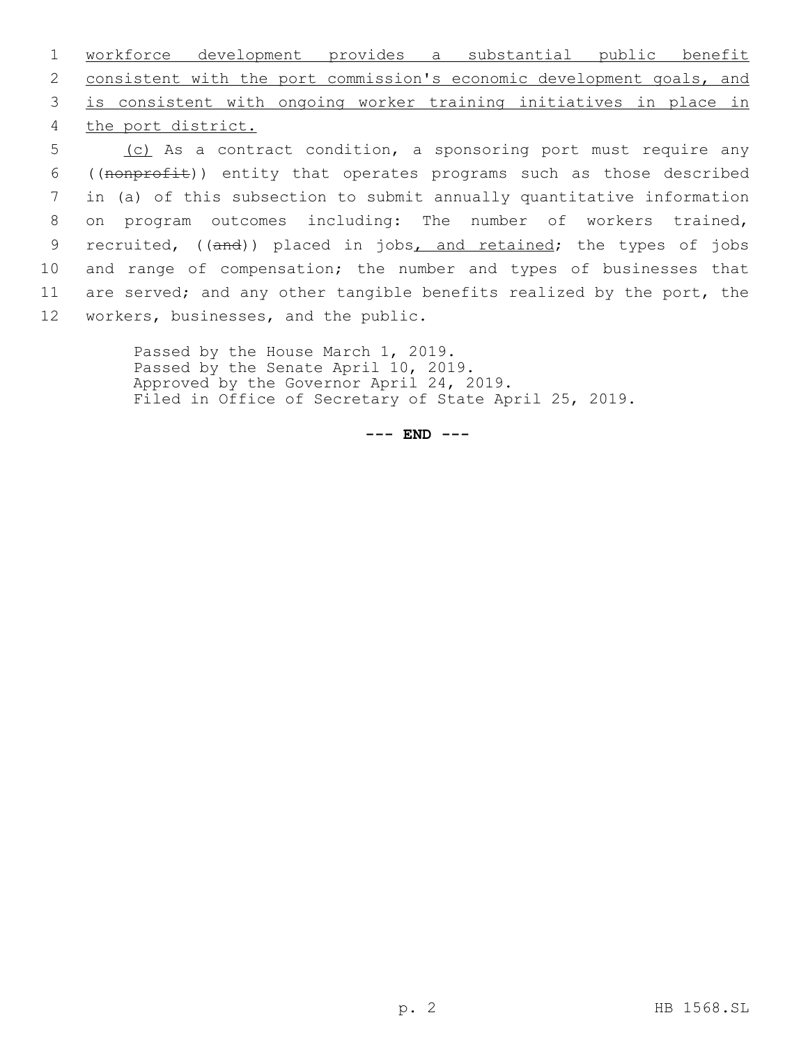workforce development provides a substantial public benefit consistent with the port commission's economic development goals, and is consistent with ongoing worker training initiatives in place in the port district.

(c) As a contract condition, a sponsoring port must require any ((~~nonprofit~~)) entity that operates programs such as those described in (a) of this subsection to submit annually quantitative information on program outcomes including: The number of workers trained, recruited, ((~~and~~)) placed in jobs, and retained; the types of jobs and range of compensation; the number and types of businesses that are served; and any other tangible benefits realized by the port, the workers, businesses, and the public.

Passed by the House March 1, 2019.
Passed by the Senate April 10, 2019.
Approved by the Governor April 24, 2019.
Filed in Office of Secretary of State April 25, 2019.

**--- END ---**